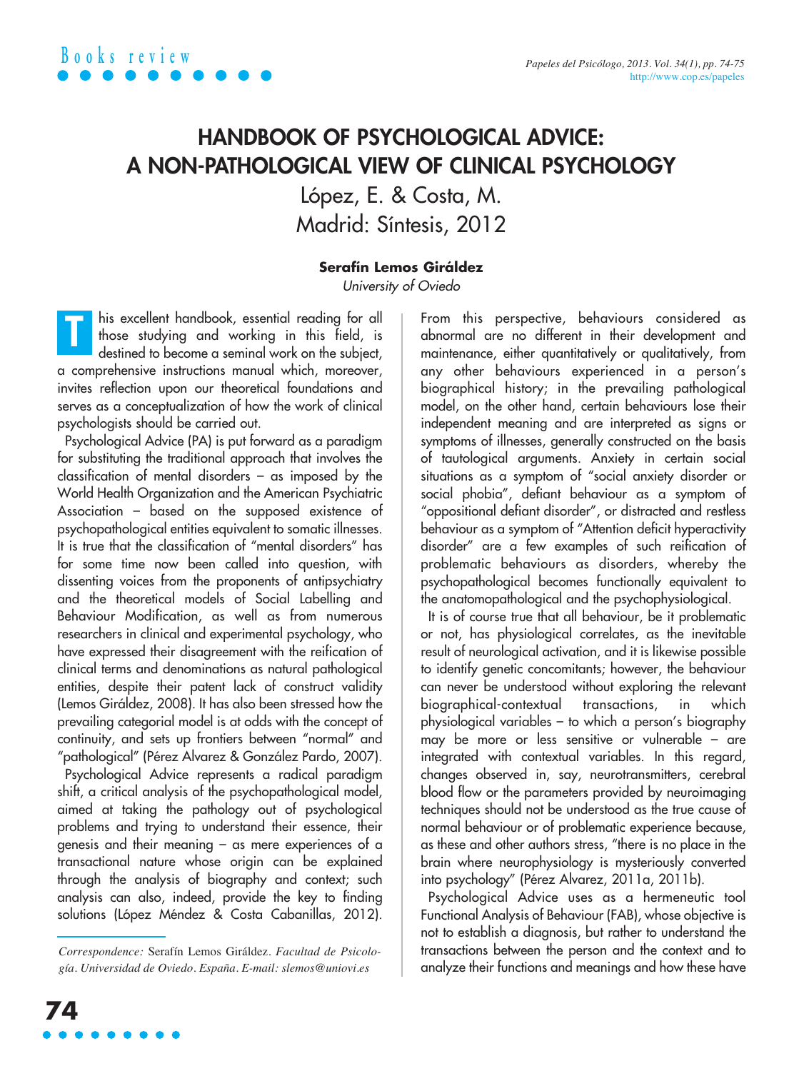Books review

# HANDBOOK OF PSYCHOLOGICAL ADVICE: A NON-PATHOLOGICAL VIEW OF CLINICAL PSYCHOLOGY

López, E. & Costa, M.
Madrid: Síntesis, 2012

**Serafín Lemos Giráldez**
*University of Oviedo*

This excellent handbook, essential reading for all those studying and working in this field, is destined to become a seminal work on the subject, a comprehensive instructions manual which, moreover, invites reflection upon our theoretical foundations and serves as a conceptualization of how the work of clinical psychologists should be carried out.

Psychological Advice (PA) is put forward as a paradigm for substituting the traditional approach that involves the classification of mental disorders – as imposed by the World Health Organization and the American Psychiatric Association – based on the supposed existence of psychopathological entities equivalent to somatic illnesses. It is true that the classification of "mental disorders" has for some time now been called into question, with dissenting voices from the proponents of antipsychiatry and the theoretical models of Social Labelling and Behaviour Modification, as well as from numerous researchers in clinical and experimental psychology, who have expressed their disagreement with the reification of clinical terms and denominations as natural pathological entities, despite their patent lack of construct validity (Lemos Giráldez, 2008). It has also been stressed how the prevailing categorial model is at odds with the concept of continuity, and sets up frontiers between "normal" and "pathological" (Pérez Alvarez & González Pardo, 2007).

Psychological Advice represents a radical paradigm shift, a critical analysis of the psychopathological model, aimed at taking the pathology out of psychological problems and trying to understand their essence, their genesis and their meaning – as mere experiences of a transactional nature whose origin can be explained through the analysis of biography and context; such analysis can also, indeed, provide the key to finding solutions (López Méndez & Costa Cabanillas, 2012). From this perspective, behaviours considered as abnormal are no different in their development and maintenance, either quantitatively or qualitatively, from any other behaviours experienced in a person's biographical history; in the prevailing pathological model, on the other hand, certain behaviours lose their independent meaning and are interpreted as signs or symptoms of illnesses, generally constructed on the basis of tautological arguments. Anxiety in certain social situations as a symptom of "social anxiety disorder or social phobia", defiant behaviour as a symptom of "oppositional defiant disorder", or distracted and restless behaviour as a symptom of "Attention deficit hyperactivity disorder" are a few examples of such reification of problematic behaviours as disorders, whereby the psychopathological becomes functionally equivalent to the anatomopathological and the psychophysiological.

It is of course true that all behaviour, be it problematic or not, has physiological correlates, as the inevitable result of neurological activation, and it is likewise possible to identify genetic concomitants; however, the behaviour can never be understood without exploring the relevant biographical-contextual transactions, in which physiological variables – to which a person's biography may be more or less sensitive or vulnerable – are integrated with contextual variables. In this regard, changes observed in, say, neurotransmitters, cerebral blood flow or the parameters provided by neuroimaging techniques should not be understood as the true cause of normal behaviour or of problematic experience because, as these and other authors stress, "there is no place in the brain where neurophysiology is mysteriously converted into psychology" (Pérez Alvarez, 2011a, 2011b).

Psychological Advice uses as a hermeneutic tool Functional Analysis of Behaviour (FAB), whose objective is not to establish a diagnosis, but rather to understand the transactions between the person and the context and to analyze their functions and meanings and how these have

---

*Correspondence:* Serafín Lemos Giráldez. *Facultad de Psicología. Universidad de Oviedo. España. E-mail: slemos@uniovi.es*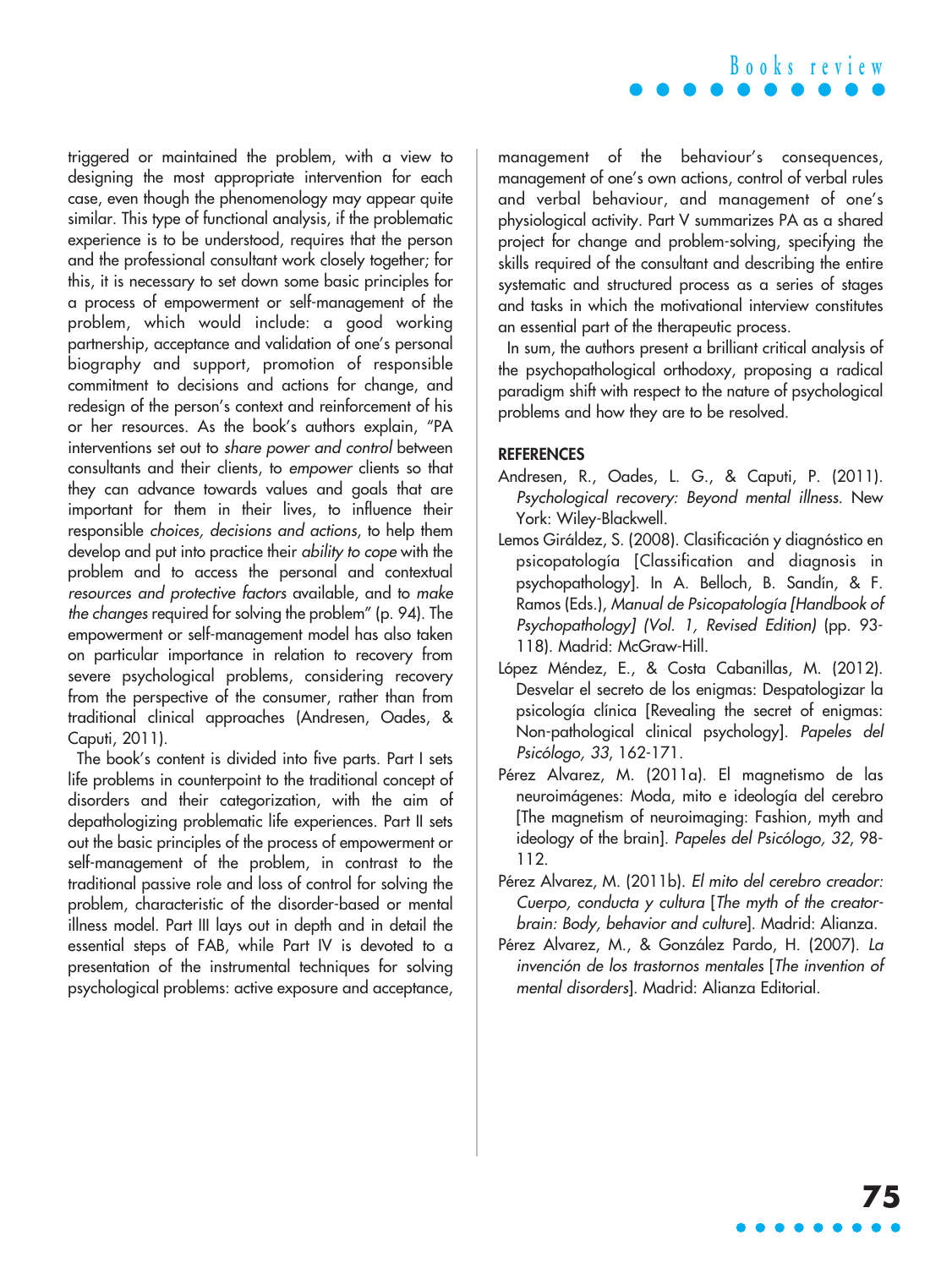triggered or maintained the problem, with a view to designing the most appropriate intervention for each case, even though the phenomenology may appear quite similar. This type of functional analysis, if the problematic experience is to be understood, requires that the person and the professional consultant work closely together; for this, it is necessary to set down some basic principles for a process of empowerment or self-management of the problem, which would include: a good working partnership, acceptance and validation of one's personal biography and support, promotion of responsible commitment to decisions and actions for change, and redesign of the person's context and reinforcement of his or her resources. As the book's authors explain, "PA interventions set out to *share power and control* between consultants and their clients, to *empower* clients so that they can advance towards values and goals that are important for them in their lives, to influence their responsible *choices, decisions and actions*, to help them develop and put into practice their *ability to cope* with the problem and to access the personal and contextual *resources and protective factors* available, and to *make the changes* required for solving the problem" (p. 94). The empowerment or self-management model has also taken on particular importance in relation to recovery from severe psychological problems, considering recovery from the perspective of the consumer, rather than from traditional clinical approaches (Andresen, Oades, & Caputi, 2011).

The book's content is divided into five parts. Part I sets life problems in counterpoint to the traditional concept of disorders and their categorization, with the aim of depathologizing problematic life experiences. Part II sets out the basic principles of the process of empowerment or self-management of the problem, in contrast to the traditional passive role and loss of control for solving the problem, characteristic of the disorder-based or mental illness model. Part III lays out in depth and in detail the essential steps of FAB, while Part IV is devoted to a presentation of the instrumental techniques for solving psychological problems: active exposure and acceptance, management of the behaviour's consequences, management of one's own actions, control of verbal rules and verbal behaviour, and management of one's physiological activity. Part V summarizes PA as a shared project for change and problem-solving, specifying the skills required of the consultant and describing the entire systematic and structured process as a series of stages and tasks in which the motivational interview constitutes an essential part of the therapeutic process.

In sum, the authors present a brilliant critical analysis of the psychopathological orthodoxy, proposing a radical paradigm shift with respect to the nature of psychological problems and how they are to be resolved.

## REFERENCES

Andresen, R., Oades, L. G., & Caputi, P. (2011). *Psychological recovery: Beyond mental illness.* New York: Wiley-Blackwell.

Lemos Giráldez, S. (2008). Clasificación y diagnóstico en psicopatología [Classification and diagnosis in psychopathology]. In A. Belloch, B. Sandín, & F. Ramos (Eds.), *Manual de Psicopatología [Handbook of Psychopathology] (Vol. 1, Revised Edition)* (pp. 93-118). Madrid: McGraw-Hill.

López Méndez, E., & Costa Cabanillas, M. (2012). Desvelar el secreto de los enigmas: Despatologizar la psicología clínica [Revealing the secret of enigmas: Non-pathological clinical psychology]. *Papeles del Psicólogo, 33*, 162-171.

Pérez Alvarez, M. (2011a). El magnetismo de las neuroimágenes: Moda, mito e ideología del cerebro [The magnetism of neuroimaging: Fashion, myth and ideology of the brain]. *Papeles del Psicólogo, 32*, 98-112.

Pérez Alvarez, M. (2011b). *El mito del cerebro creador: Cuerpo, conducta y cultura* [*The myth of the creator-brain: Body, behavior and culture*]. Madrid: Alianza.

Pérez Alvarez, M., & González Pardo, H. (2007). *La invención de los trastornos mentales* [*The invention of mental disorders*]. Madrid: Alianza Editorial.